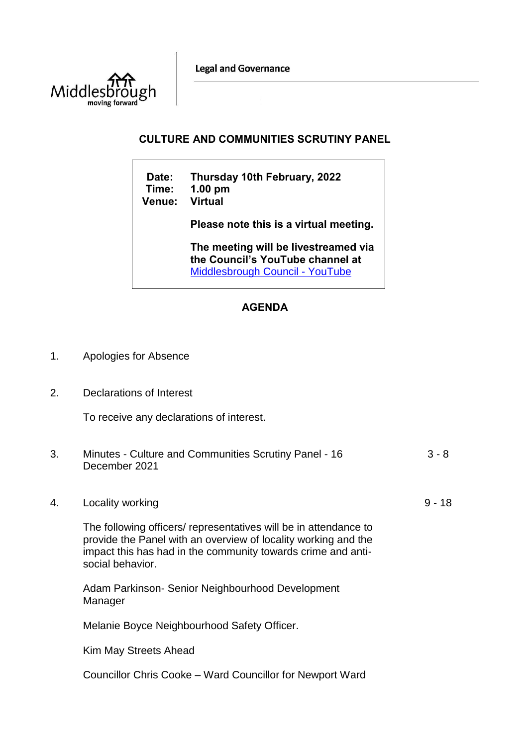Legal and Governance

# CULTURE AND COMMUNITIES SCRUTINY PANEL

**Date:** Thursday 10th February, 2022
**Time:** 1.00 pm
**Venue:** Virtual

**Please note this is a virtual meeting.**

**The meeting will be livestreamed via the Council's YouTube channel at** [Middlesbrough Council - YouTube]

## AGENDA

1. Apologies for Absence

2. Declarations of Interest

   To receive any declarations of interest.

3. Minutes - Culture and Communities Scrutiny Panel - 16 December 2021 — 3 - 8

4. Locality working — 9 - 18

   The following officers/ representatives will be in attendance to provide the Panel with an overview of locality working and the impact this has had in the community towards crime and anti-social behavior.

   Adam Parkinson- Senior Neighbourhood Development Manager

   Melanie Boyce Neighbourhood Safety Officer.

   Kim May Streets Ahead

   Councillor Chris Cooke – Ward Councillor for Newport Ward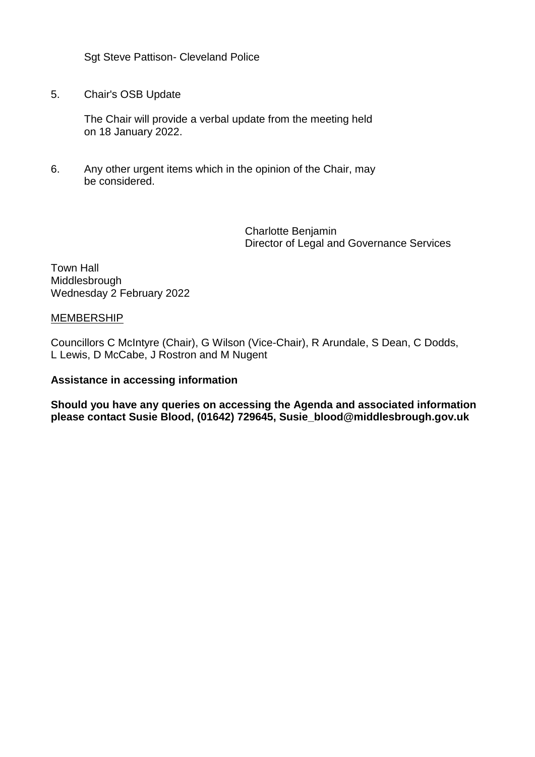Sgt Steve Pattison- Cleveland Police

5. Chair's OSB Update

   The Chair will provide a verbal update from the meeting held on 18 January 2022.

6. Any other urgent items which in the opinion of the Chair, may be considered.

Charlotte Benjamin
Director of Legal and Governance Services

Town Hall
Middlesbrough
Wednesday 2 February 2022

MEMBERSHIP

Councillors C McIntyre (Chair), G Wilson (Vice-Chair), R Arundale, S Dean, C Dodds, L Lewis, D McCabe, J Rostron and M Nugent

**Assistance in accessing information**

**Should you have any queries on accessing the Agenda and associated information please contact Susie Blood, (01642) 729645, Susie_blood@middlesbrough.gov.uk**